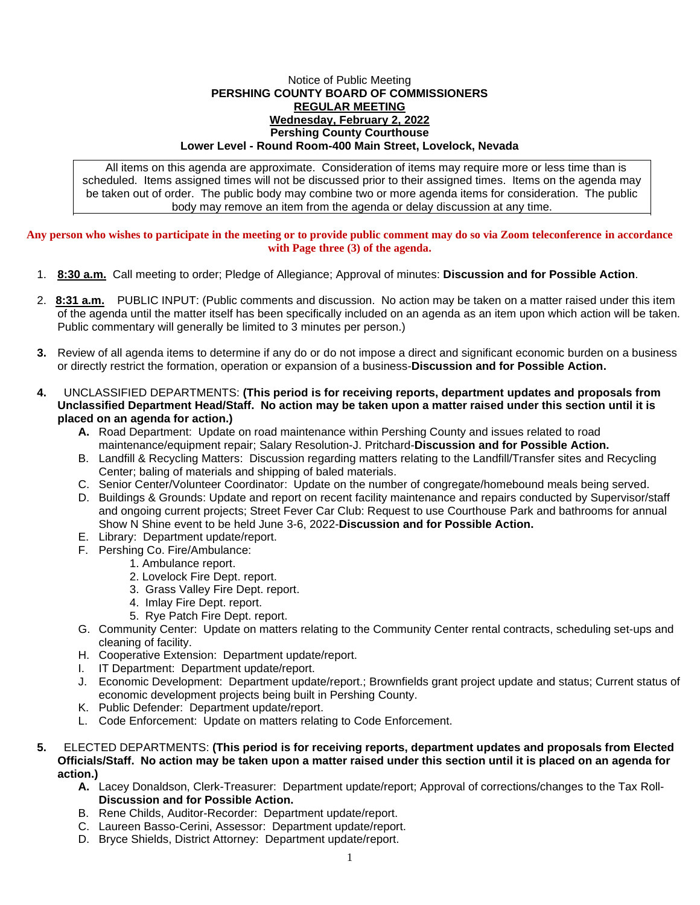Notice of Public Meeting

**PERSHING COUNTY BOARD OF COMMISSIONERS**

**REGULAR MEETING**

**Wednesday, February 2, 2022**

**Pershing County Courthouse**

**Lower Level - Round Room-400 Main Street, Lovelock, Nevada**

All items on this agenda are approximate. Consideration of items may require more or less time than is scheduled. Items assigned times will not be discussed prior to their assigned times. Items on the agenda may be taken out of order. The public body may combine two or more agenda items for consideration. The public body may remove an item from the agenda or delay discussion at any time.

**Any person who wishes to participate in the meeting or to provide public comment may do so via Zoom teleconference in accordance with Page three (3) of the agenda.**

1. **8:30 a.m.** Call meeting to order; Pledge of Allegiance; Approval of minutes: **Discussion and for Possible Action**.

2. **8:31 a.m.** PUBLIC INPUT: (Public comments and discussion. No action may be taken on a matter raised under this item of the agenda until the matter itself has been specifically included on an agenda as an item upon which action will be taken. Public commentary will generally be limited to 3 minutes per person.)

3. Review of all agenda items to determine if any do or do not impose a direct and significant economic burden on a business or directly restrict the formation, operation or expansion of a business-**Discussion and for Possible Action.**

4. UNCLASSIFIED DEPARTMENTS: **(This period is for receiving reports, department updates and proposals from Unclassified Department Head/Staff. No action may be taken upon a matter raised under this section until it is placed on an agenda for action.)**
   - **A.** Road Department: Update on road maintenance within Pershing County and issues related to road maintenance/equipment repair; Salary Resolution-J. Pritchard-**Discussion and for Possible Action.**
   - B. Landfill & Recycling Matters: Discussion regarding matters relating to the Landfill/Transfer sites and Recycling Center; baling of materials and shipping of baled materials.
   - C. Senior Center/Volunteer Coordinator: Update on the number of congregate/homebound meals being served.
   - D. Buildings & Grounds: Update and report on recent facility maintenance and repairs conducted by Supervisor/staff and ongoing current projects; Street Fever Car Club: Request to use Courthouse Park and bathrooms for annual Show N Shine event to be held June 3-6, 2022-**Discussion and for Possible Action.**
   - E. Library: Department update/report.
   - F. Pershing Co. Fire/Ambulance:
     1. Ambulance report.
     2. Lovelock Fire Dept. report.
     3. Grass Valley Fire Dept. report.
     4. Imlay Fire Dept. report.
     5. Rye Patch Fire Dept. report.
   - G. Community Center: Update on matters relating to the Community Center rental contracts, scheduling set-ups and cleaning of facility.
   - H. Cooperative Extension: Department update/report.
   - I. IT Department: Department update/report.
   - J. Economic Development: Department update/report.; Brownfields grant project update and status; Current status of economic development projects being built in Pershing County.
   - K. Public Defender: Department update/report.
   - L. Code Enforcement: Update on matters relating to Code Enforcement.

5. ELECTED DEPARTMENTS: **(This period is for receiving reports, department updates and proposals from Elected Officials/Staff. No action may be taken upon a matter raised under this section until it is placed on an agenda for action.)**
   - **A.** Lacey Donaldson, Clerk-Treasurer: Department update/report; Approval of corrections/changes to the Tax Roll-**Discussion and for Possible Action.**
   - B. Rene Childs, Auditor-Recorder: Department update/report.
   - C. Laureen Basso-Cerini, Assessor: Department update/report.
   - D. Bryce Shields, District Attorney: Department update/report.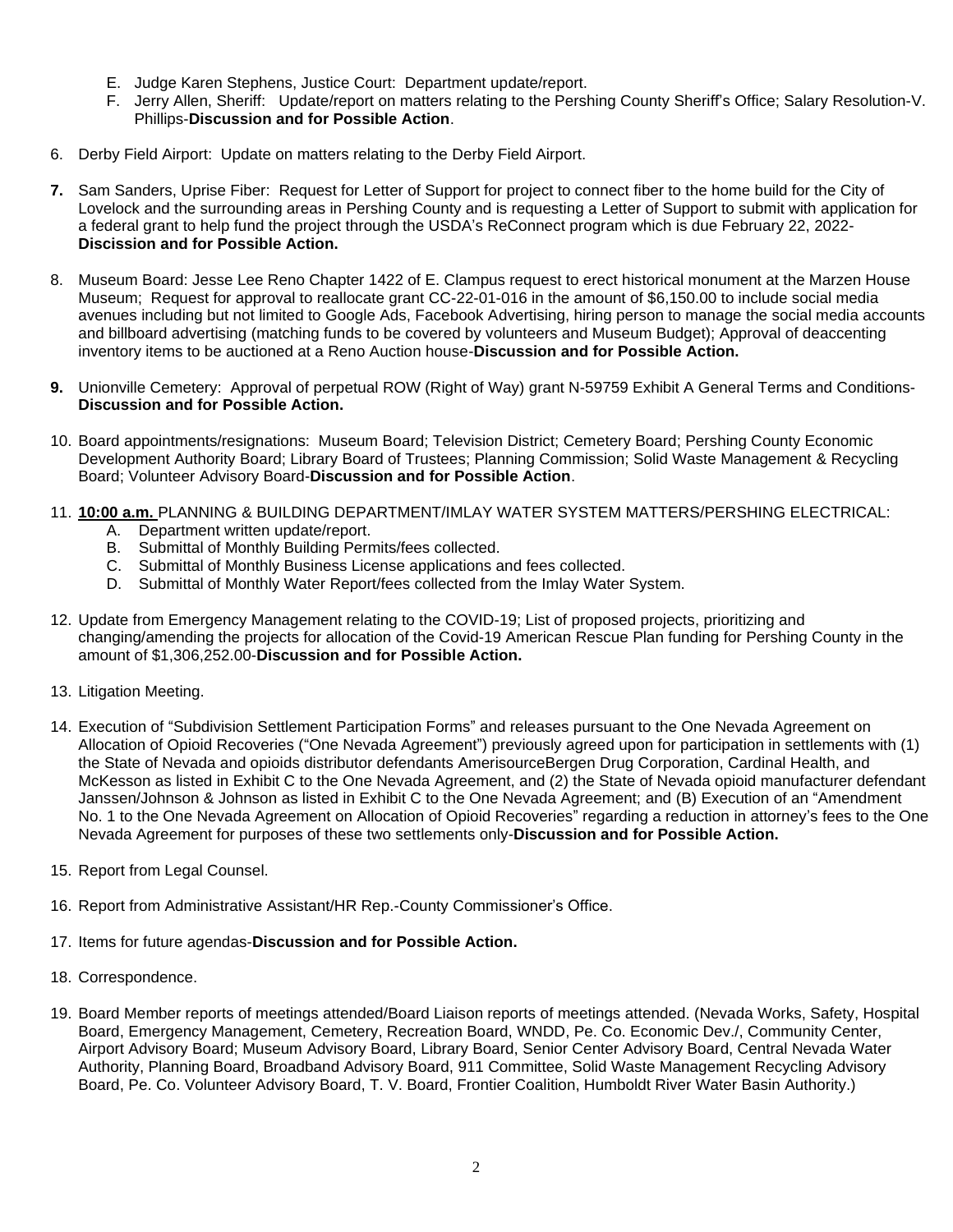E. Judge Karen Stephens, Justice Court: Department update/report.
F. Jerry Allen, Sheriff: Update/report on matters relating to the Pershing County Sheriff's Office; Salary Resolution-V. Phillips-**Discussion and for Possible Action**.

6. Derby Field Airport: Update on matters relating to the Derby Field Airport.

**7.** Sam Sanders, Uprise Fiber: Request for Letter of Support for project to connect fiber to the home build for the City of Lovelock and the surrounding areas in Pershing County and is requesting a Letter of Support to submit with application for a federal grant to help fund the project through the USDA's ReConnect program which is due February 22, 2022-**Discission and for Possible Action.**

8. Museum Board: Jesse Lee Reno Chapter 1422 of E. Clampus request to erect historical monument at the Marzen House Museum; Request for approval to reallocate grant CC-22-01-016 in the amount of $6,150.00 to include social media avenues including but not limited to Google Ads, Facebook Advertising, hiring person to manage the social media accounts and billboard advertising (matching funds to be covered by volunteers and Museum Budget); Approval of deaccenting inventory items to be auctioned at a Reno Auction house-**Discussion and for Possible Action.**

**9.** Unionville Cemetery: Approval of perpetual ROW (Right of Way) grant N-59759 Exhibit A General Terms and Conditions-**Discussion and for Possible Action.**

10. Board appointments/resignations: Museum Board; Television District; Cemetery Board; Pershing County Economic Development Authority Board; Library Board of Trustees; Planning Commission; Solid Waste Management & Recycling Board; Volunteer Advisory Board-**Discussion and for Possible Action**.

11. **10:00 a.m.** PLANNING & BUILDING DEPARTMENT/IMLAY WATER SYSTEM MATTERS/PERSHING ELECTRICAL:
    A. Department written update/report.
    B. Submittal of Monthly Building Permits/fees collected.
    C. Submittal of Monthly Business License applications and fees collected.
    D. Submittal of Monthly Water Report/fees collected from the Imlay Water System.

12. Update from Emergency Management relating to the COVID-19; List of proposed projects, prioritizing and changing/amending the projects for allocation of the Covid-19 American Rescue Plan funding for Pershing County in the amount of $1,306,252.00-**Discussion and for Possible Action.**

13. Litigation Meeting.

14. Execution of "Subdivision Settlement Participation Forms" and releases pursuant to the One Nevada Agreement on Allocation of Opioid Recoveries ("One Nevada Agreement") previously agreed upon for participation in settlements with (1) the State of Nevada and opioids distributor defendants AmerisourceBergen Drug Corporation, Cardinal Health, and McKesson as listed in Exhibit C to the One Nevada Agreement, and (2) the State of Nevada opioid manufacturer defendant Janssen/Johnson & Johnson as listed in Exhibit C to the One Nevada Agreement; and (B) Execution of an "Amendment No. 1 to the One Nevada Agreement on Allocation of Opioid Recoveries" regarding a reduction in attorney's fees to the One Nevada Agreement for purposes of these two settlements only-**Discussion and for Possible Action.**

15. Report from Legal Counsel.

16. Report from Administrative Assistant/HR Rep.-County Commissioner's Office.

17. Items for future agendas-**Discussion and for Possible Action.**

18. Correspondence.

19. Board Member reports of meetings attended/Board Liaison reports of meetings attended. (Nevada Works, Safety, Hospital Board, Emergency Management, Cemetery, Recreation Board, WNDD, Pe. Co. Economic Dev./, Community Center, Airport Advisory Board; Museum Advisory Board, Library Board, Senior Center Advisory Board, Central Nevada Water Authority, Planning Board, Broadband Advisory Board, 911 Committee, Solid Waste Management Recycling Advisory Board, Pe. Co. Volunteer Advisory Board, T. V. Board, Frontier Coalition, Humboldt River Water Basin Authority.)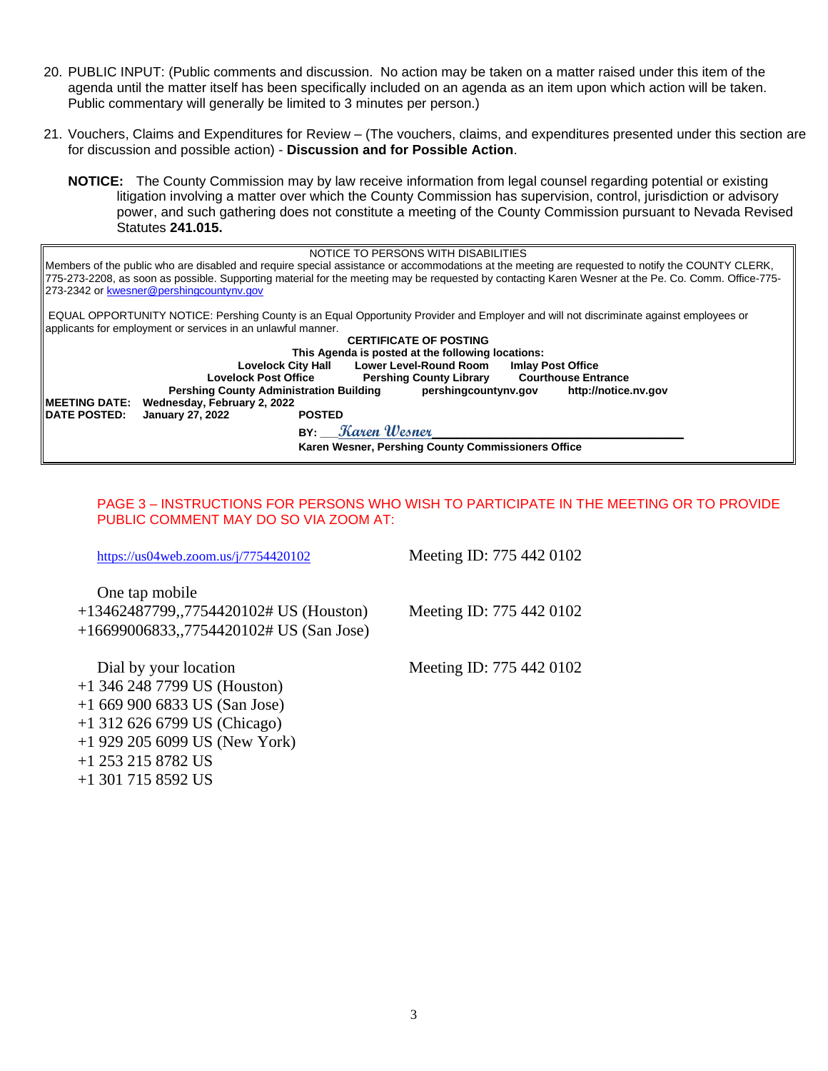20. PUBLIC INPUT: (Public comments and discussion. No action may be taken on a matter raised under this item of the agenda until the matter itself has been specifically included on an agenda as an item upon which action will be taken. Public commentary will generally be limited to 3 minutes per person.)

21. Vouchers, Claims and Expenditures for Review – (The vouchers, claims, and expenditures presented under this section are for discussion and possible action) - **Discussion and for Possible Action**.

**NOTICE:** The County Commission may by law receive information from legal counsel regarding potential or existing litigation involving a matter over which the County Commission has supervision, control, jurisdiction or advisory power, and such gathering does not constitute a meeting of the County Commission pursuant to Nevada Revised Statutes **241.015.**

NOTICE TO PERSONS WITH DISABILITIES

Members of the public who are disabled and require special assistance or accommodations at the meeting are requested to notify the COUNTY CLERK, 775-273-2208, as soon as possible. Supporting material for the meeting may be requested by contacting Karen Wesner at the Pe. Co. Comm. Office-775-273-2342 or kwesner@pershingcountynv.gov

EQUAL OPPORTUNITY NOTICE: Pershing County is an Equal Opportunity Provider and Employer and will not discriminate against employees or applicants for employment or services in an unlawful manner.

**CERTIFICATE OF POSTING**

**This Agenda is posted at the following locations:**

**Lovelock City Hall    Lower Level-Round Room    Imlay Post Office**

**Lovelock Post Office    Pershing County Library    Courthouse Entrance**

**Pershing County Administration Building    pershingcountynv.gov    http://notice.nv.gov**

**MEETING DATE:** **Wednesday, February 2, 2022**

**DATE POSTED:** **January 27, 2022**    **POSTED**

**BY:** Karen Wesner

**Karen Wesner, Pershing County Commissioners Office**

PAGE 3 – INSTRUCTIONS FOR PERSONS WHO WISH TO PARTICIPATE IN THE MEETING OR TO PROVIDE PUBLIC COMMENT MAY DO SO VIA ZOOM AT:

https://us04web.zoom.us/j/7754420102    Meeting ID: 775 442 0102

One tap mobile    Meeting ID: 775 442 0102
+13462487799,,7754420102# US (Houston)
+16699006833,,7754420102# US (San Jose)

Dial by your location    Meeting ID: 775 442 0102
+1 346 248 7799 US (Houston)
+1 669 900 6833 US (San Jose)
+1 312 626 6799 US (Chicago)
+1 929 205 6099 US (New York)
+1 253 215 8782 US
+1 301 715 8592 US